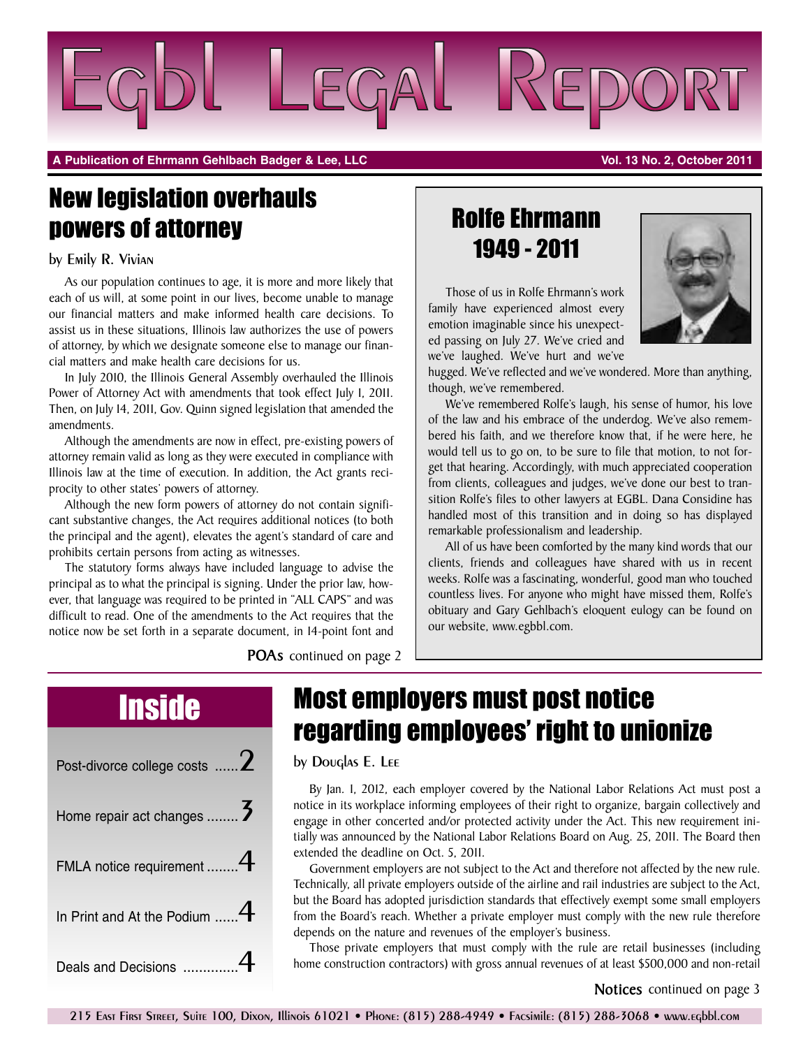# Egbl Legal Report

**A Publication of Ehrmann Gehlbach Badger & Lee, LLC** — **Vol. 13 No. 2, October 2011**

## New legislation overhauls powers of attorney

by Emily R. Vivian

As our population continues to age, it is more and more likely that each of us will, at some point in our lives, become unable to manage our financial matters and make informed health care decisions. To assist us in these situations, Illinois law authorizes the use of powers of attorney, by which we designate someone else to manage our financial matters and make health care decisions for us.

In July 2010, the Illinois General Assembly overhauled the Illinois Power of Attorney Act with amendments that took effect July 1, 2011. Then, on July 14, 2011, Gov. Quinn signed legislation that amended the amendments.

Although the amendments are now in effect, pre-existing powers of attorney remain valid as long as they were executed in compliance with Illinois law at the time of execution. In addition, the Act grants reciprocity to other states' powers of attorney.

Although the new form powers of attorney do not contain significant substantive changes, the Act requires additional notices (to both the principal and the agent), elevates the agent's standard of care and prohibits certain persons from acting as witnesses.

The statutory forms always have included language to advise the principal as to what the principal is signing. Under the prior law, however, that language was required to be printed in "ALL CAPS" and was difficult to read. One of the amendments to the Act requires that the notice now be set forth in a separate document, in 14-point font and

**POAs** continued on page 2

## Rolfe Ehrmann 1949 - 2011

Those of us in Rolfe Ehrmann's work family have experienced almost every emotion imaginable since his unexpected passing on July 27. We've cried and we've laughed. We've hurt and we've hugged. We've reflected and we've wondered. More than anything, though, we've remembered.

We've remembered Rolfe's laugh, his sense of humor, his love of the law and his embrace of the underdog. We've also remembered his faith, and we therefore know that, if he were here, he would tell us to go on, to be sure to file that motion, to not forget that hearing. Accordingly, with much appreciated cooperation from clients, colleagues and judges, we've done our best to transition Rolfe's files to other lawyers at EGBL. Dana Considine has handled most of this transition and in doing so has displayed remarkable professionalism and leadership.

All of us have been comforted by the many kind words that our clients, friends and colleagues have shared with us in recent weeks. Rolfe was a fascinating, wonderful, good man who touched countless lives. For anyone who might have missed them, Rolfe's obituary and Gary Gehlbach's eloquent eulogy can be found on our website, www.egbbl.com.

## Inside

- Post-divorce college costs ...... 2
- Home repair act changes ........ 3
- FMLA notice requirement ........ 4
- In Print and At the Podium ...... 4
- Deals and Decisions .............. 4

## Most employers must post notice regarding employees' right to unionize

by Douglas E. Lee

By Jan. 1, 2012, each employer covered by the National Labor Relations Act must post a notice in its workplace informing employees of their right to organize, bargain collectively and engage in other concerted and/or protected activity under the Act. This new requirement initially was announced by the National Labor Relations Board on Aug. 25, 2011. The Board then extended the deadline on Oct. 5, 2011.

Government employers are not subject to the Act and therefore not affected by the new rule. Technically, all private employers outside of the airline and rail industries are subject to the Act, but the Board has adopted jurisdiction standards that effectively exempt some small employers from the Board's reach. Whether a private employer must comply with the new rule therefore depends on the nature and revenues of the employer's business.

Those private employers that must comply with the rule are retail businesses (including home construction contractors) with gross annual revenues of at least $500,000 and non-retail

**Notices** continued on page 3

215 East First Street, Suite 100, Dixon, Illinois 61021 • Phone: (815) 288-4949 • Facsimile: (815) 288-3068 • www.egbbl.com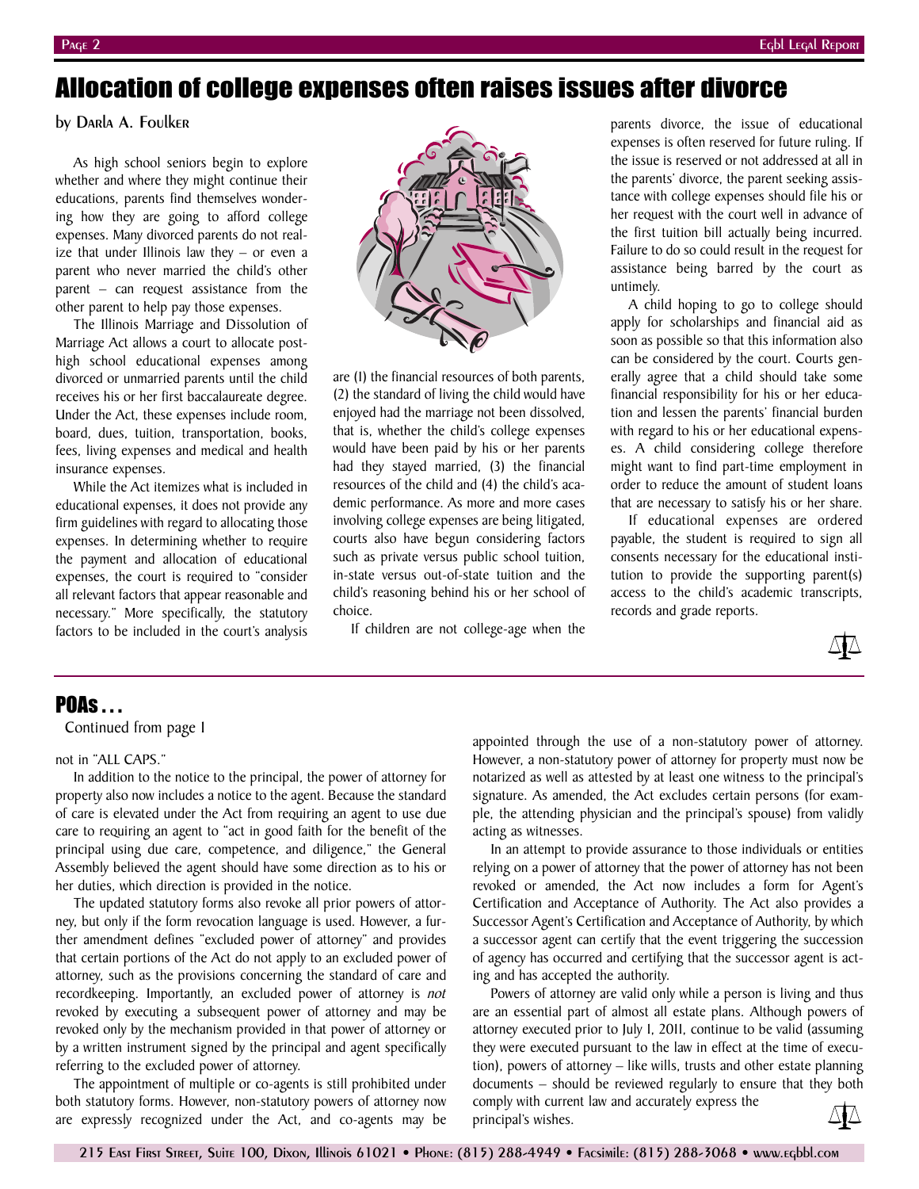# Allocation of college expenses often raises issues after divorce

by Darla A. Foulker

As high school seniors begin to explore whether and where they might continue their educations, parents find themselves wondering how they are going to afford college expenses. Many divorced parents do not realize that under Illinois law they – or even a parent who never married the child's other parent – can request assistance from the other parent to help pay those expenses.

The Illinois Marriage and Dissolution of Marriage Act allows a court to allocate post-high school educational expenses among divorced or unmarried parents until the child receives his or her first baccalaureate degree. Under the Act, these expenses include room, board, dues, tuition, transportation, books, fees, living expenses and medical and health insurance expenses.

While the Act itemizes what is included in educational expenses, it does not provide any firm guidelines with regard to allocating those expenses. In determining whether to require the payment and allocation of educational expenses, the court is required to "consider all relevant factors that appear reasonable and necessary." More specifically, the statutory factors to be included in the court's analysis are (1) the financial resources of both parents, (2) the standard of living the child would have enjoyed had the marriage not been dissolved, that is, whether the child's college expenses would have been paid by his or her parents had they stayed married, (3) the financial resources of the child and (4) the child's academic performance. As more and more cases involving college expenses are being litigated, courts also have begun considering factors such as private versus public school tuition, in-state versus out-of-state tuition and the child's reasoning behind his or her school of choice.

If children are not college-age when the parents divorce, the issue of educational expenses is often reserved for future ruling. If the issue is reserved or not addressed at all in the parents' divorce, the parent seeking assistance with college expenses should file his or her request with the court well in advance of the first tuition bill actually being incurred. Failure to do so could result in the request for assistance being barred by the court as untimely.

A child hoping to go to college should apply for scholarships and financial aid as soon as possible so that this information also can be considered by the court. Courts generally agree that a child should take some financial responsibility for his or her education and lessen the parents' financial burden with regard to his or her educational expenses. A child considering college therefore might want to find part-time employment in order to reduce the amount of student loans that are necessary to satisfy his or her share.

If educational expenses are ordered payable, the student is required to sign all consents necessary for the educational institution to provide the supporting parent(s) access to the child's academic transcripts, records and grade reports.

## POAs . . .

Continued from page 1

not in "ALL CAPS."

In addition to the notice to the principal, the power of attorney for property also now includes a notice to the agent. Because the standard of care is elevated under the Act from requiring an agent to use due care to requiring an agent to "act in good faith for the benefit of the principal using due care, competence, and diligence," the General Assembly believed the agent should have some direction as to his or her duties, which direction is provided in the notice.

The updated statutory forms also revoke all prior powers of attorney, but only if the form revocation language is used. However, a further amendment defines "excluded power of attorney" and provides that certain portions of the Act do not apply to an excluded power of attorney, such as the provisions concerning the standard of care and recordkeeping. Importantly, an excluded power of attorney is *not* revoked by executing a subsequent power of attorney and may be revoked only by the mechanism provided in that power of attorney or by a written instrument signed by the principal and agent specifically referring to the excluded power of attorney.

The appointment of multiple or co-agents is still prohibited under both statutory forms. However, non-statutory powers of attorney now are expressly recognized under the Act, and co-agents may be appointed through the use of a non-statutory power of attorney. However, a non-statutory power of attorney for property must now be notarized as well as attested by at least one witness to the principal's signature. As amended, the Act excludes certain persons (for example, the attending physician and the principal's spouse) from validly acting as witnesses.

In an attempt to provide assurance to those individuals or entities relying on a power of attorney that the power of attorney has not been revoked or amended, the Act now includes a form for Agent's Certification and Acceptance of Authority. The Act also provides a Successor Agent's Certification and Acceptance of Authority, by which a successor agent can certify that the event triggering the succession of agency has occurred and certifying that the successor agent is acting and has accepted the authority.

Powers of attorney are valid only while a person is living and thus are an essential part of almost all estate plans. Although powers of attorney executed prior to July 1, 2011, continue to be valid (assuming they were executed pursuant to the law in effect at the time of execution), powers of attorney – like wills, trusts and other estate planning documents – should be reviewed regularly to ensure that they both comply with current law and accurately express the principal's wishes.

215 East First Street, Suite 100, Dixon, Illinois 61021 • Phone: (815) 288-4949 • Facsimile: (815) 288-3068 • www.egbbl.com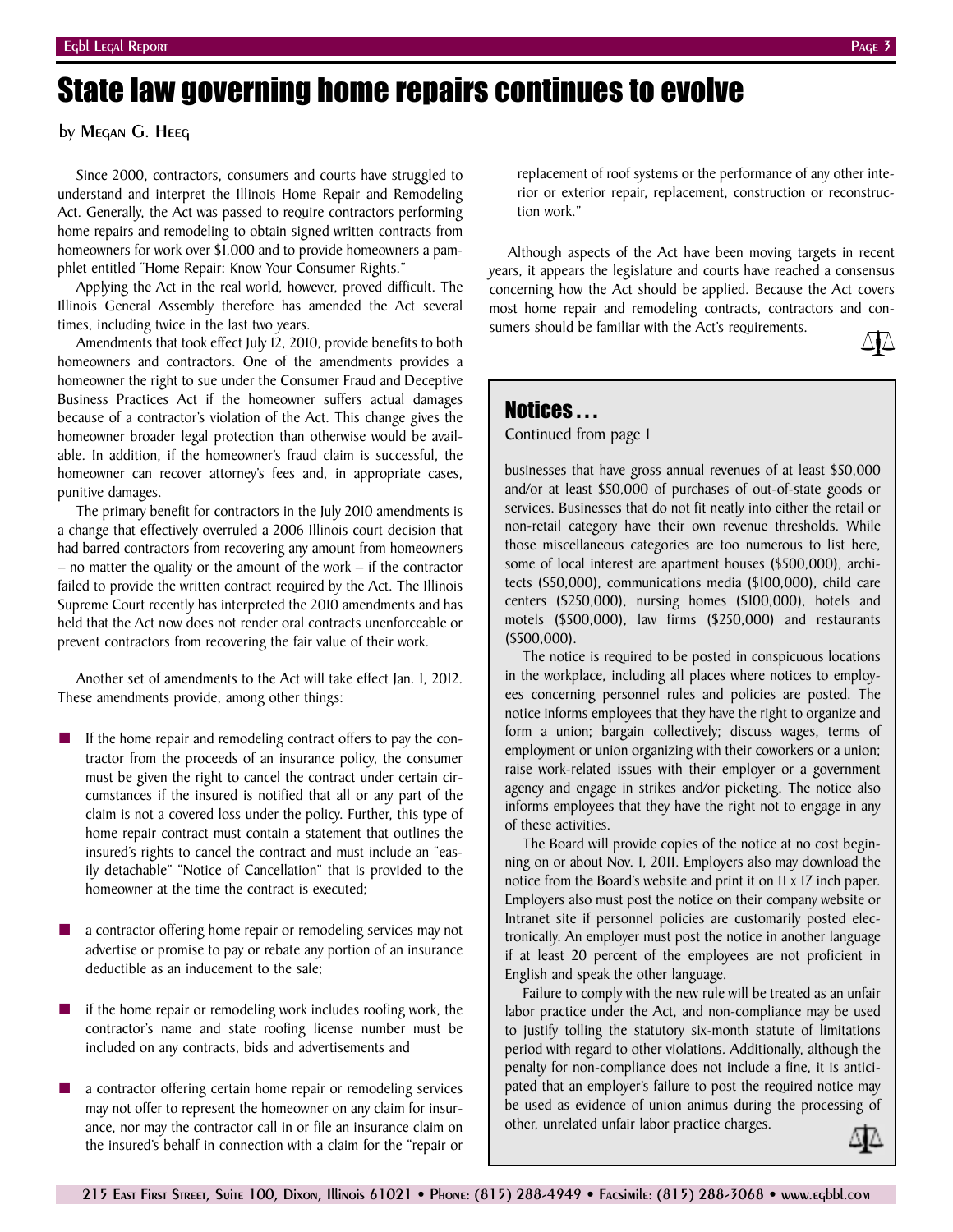# State law governing home repairs continues to evolve

by Megan G. Heeg

Since 2000, contractors, consumers and courts have struggled to understand and interpret the Illinois Home Repair and Remodeling Act. Generally, the Act was passed to require contractors performing home repairs and remodeling to obtain signed written contracts from homeowners for work over $1,000 and to provide homeowners a pamphlet entitled "Home Repair: Know Your Consumer Rights."

Applying the Act in the real world, however, proved difficult. The Illinois General Assembly therefore has amended the Act several times, including twice in the last two years.

Amendments that took effect July 12, 2010, provide benefits to both homeowners and contractors. One of the amendments provides a homeowner the right to sue under the Consumer Fraud and Deceptive Business Practices Act if the homeowner suffers actual damages because of a contractor's violation of the Act. This change gives the homeowner broader legal protection than otherwise would be available. In addition, if the homeowner's fraud claim is successful, the homeowner can recover attorney's fees and, in appropriate cases, punitive damages.

The primary benefit for contractors in the July 2010 amendments is a change that effectively overruled a 2006 Illinois court decision that had barred contractors from recovering any amount from homeowners – no matter the quality or the amount of the work – if the contractor failed to provide the written contract required by the Act. The Illinois Supreme Court recently has interpreted the 2010 amendments and has held that the Act now does not render oral contracts unenforceable or prevent contractors from recovering the fair value of their work.

Another set of amendments to the Act will take effect Jan. 1, 2012. These amendments provide, among other things:

- If the home repair and remodeling contract offers to pay the contractor from the proceeds of an insurance policy, the consumer must be given the right to cancel the contract under certain circumstances if the insured is notified that all or any part of the claim is not a covered loss under the policy. Further, this type of home repair contract must contain a statement that outlines the insured's rights to cancel the contract and must include an "easily detachable" "Notice of Cancellation" that is provided to the homeowner at the time the contract is executed;
- a contractor offering home repair or remodeling services may not advertise or promise to pay or rebate any portion of an insurance deductible as an inducement to the sale;
- if the home repair or remodeling work includes roofing work, the contractor's name and state roofing license number must be included on any contracts, bids and advertisements and
- a contractor offering certain home repair or remodeling services may not offer to represent the homeowner on any claim for insurance, nor may the contractor call in or file an insurance claim on the insured's behalf in connection with a claim for the "repair or replacement of roof systems or the performance of any other interior or exterior repair, replacement, construction or reconstruction work."

Although aspects of the Act have been moving targets in recent years, it appears the legislature and courts have reached a consensus concerning how the Act should be applied. Because the Act covers most home repair and remodeling contracts, contractors and consumers should be familiar with the Act's requirements.

## Notices . . .

Continued from page 1

businesses that have gross annual revenues of at least $50,000 and/or at least $50,000 of purchases of out-of-state goods or services. Businesses that do not fit neatly into either the retail or non-retail category have their own revenue thresholds. While those miscellaneous categories are too numerous to list here, some of local interest are apartment houses ($500,000), architects ($50,000), communications media ($100,000), child care centers ($250,000), nursing homes ($100,000), hotels and motels ($500,000), law firms ($250,000) and restaurants ($500,000).

The notice is required to be posted in conspicuous locations in the workplace, including all places where notices to employees concerning personnel rules and policies are posted. The notice informs employees that they have the right to organize and form a union; bargain collectively; discuss wages, terms of employment or union organizing with their coworkers or a union; raise work-related issues with their employer or a government agency and engage in strikes and/or picketing. The notice also informs employees that they have the right not to engage in any of these activities.

The Board will provide copies of the notice at no cost beginning on or about Nov. 1, 2011. Employers also may download the notice from the Board's website and print it on 11 x 17 inch paper. Employers also must post the notice on their company website or Intranet site if personnel policies are customarily posted electronically. An employer must post the notice in another language if at least 20 percent of the employees are not proficient in English and speak the other language.

Failure to comply with the new rule will be treated as an unfair labor practice under the Act, and non-compliance may be used to justify tolling the statutory six-month statute of limitations period with regard to other violations. Additionally, although the penalty for non-compliance does not include a fine, it is anticipated that an employer's failure to post the required notice may be used as evidence of union animus during the processing of other, unrelated unfair labor practice charges.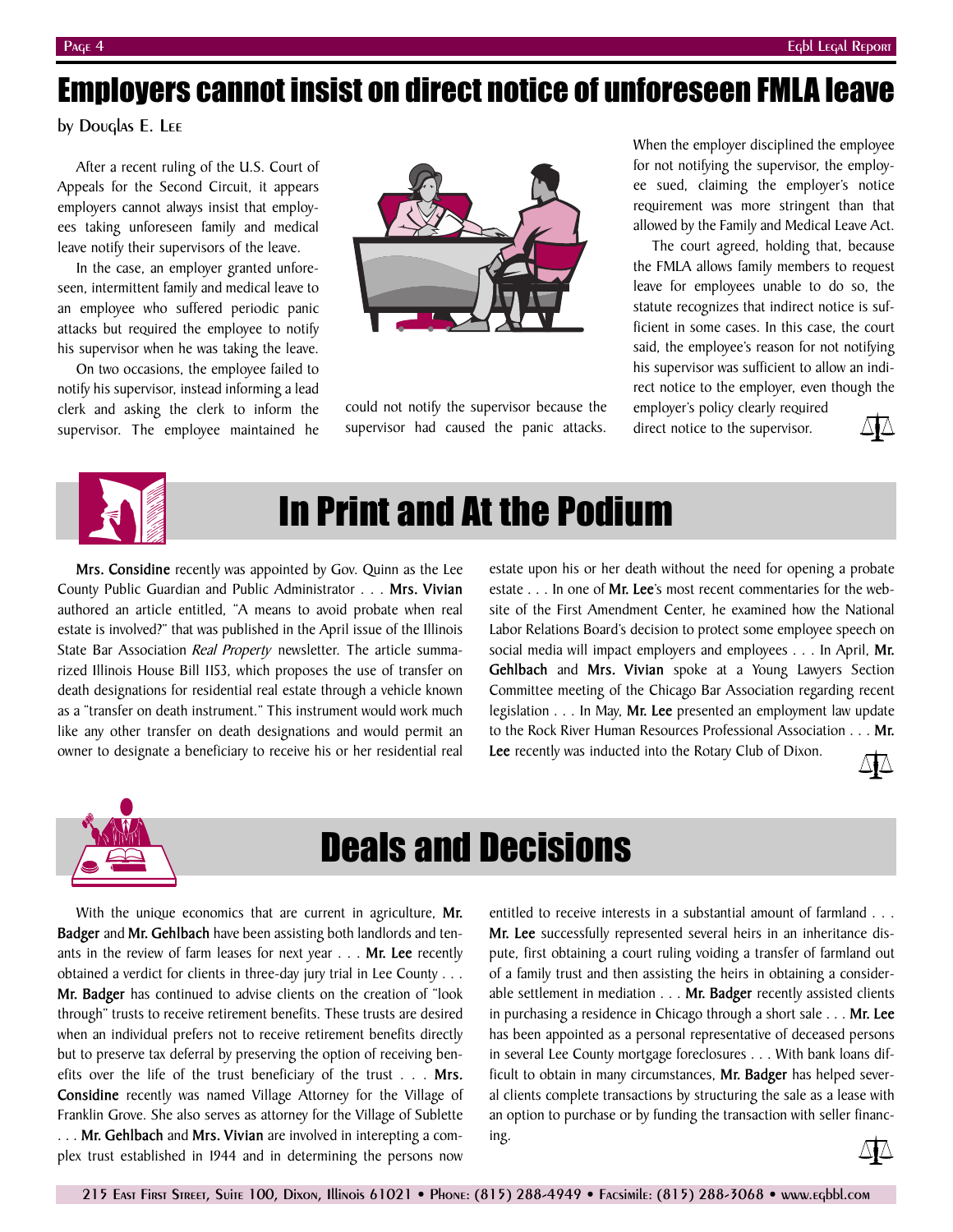# Employers cannot insist on direct notice of unforeseen FMLA leave

by Douglas E. Lee

After a recent ruling of the U.S. Court of Appeals for the Second Circuit, it appears employers cannot always insist that employees taking unforeseen family and medical leave notify their supervisors of the leave.

In the case, an employer granted unforeseen, intermittent family and medical leave to an employee who suffered periodic panic attacks but required the employee to notify his supervisor when he was taking the leave.

On two occasions, the employee failed to notify his supervisor, instead informing a lead clerk and asking the clerk to inform the supervisor. The employee maintained he could not notify the supervisor because the supervisor had caused the panic attacks.

When the employer disciplined the employee for not notifying the supervisor, the employee sued, claiming the employer's notice requirement was more stringent than that allowed by the Family and Medical Leave Act.

The court agreed, holding that, because the FMLA allows family members to request leave for employees unable to do so, the statute recognizes that indirect notice is sufficient in some cases. In this case, the court said, the employee's reason for not notifying his supervisor was sufficient to allow an indirect notice to the employer, even though the employer's policy clearly required direct notice to the supervisor.

# In Print and At the Podium

**Mrs. Considine** recently was appointed by Gov. Quinn as the Lee County Public Guardian and Public Administrator . . . **Mrs. Vivian** authored an article entitled, "A means to avoid probate when real estate is involved?" that was published in the April issue of the Illinois State Bar Association *Real Property* newsletter. The article summarized Illinois House Bill 1153, which proposes the use of transfer on death designations for residential real estate through a vehicle known as a "transfer on death instrument." This instrument would work much like any other transfer on death designations and would permit an owner to designate a beneficiary to receive his or her residential real estate upon his or her death without the need for opening a probate estate . . . In one of **Mr. Lee**'s most recent commentaries for the website of the First Amendment Center, he examined how the National Labor Relations Board's decision to protect some employee speech on social media will impact employers and employees . . . In April, **Mr. Gehlbach** and **Mrs. Vivian** spoke at a Young Lawyers Section Committee meeting of the Chicago Bar Association regarding recent legislation . . . In May, **Mr. Lee** presented an employment law update to the Rock River Human Resources Professional Association . . . **Mr. Lee** recently was inducted into the Rotary Club of Dixon.

# Deals and Decisions

With the unique economics that are current in agriculture, **Mr. Badger** and **Mr. Gehlbach** have been assisting both landlords and tenants in the review of farm leases for next year . . . **Mr. Lee** recently obtained a verdict for clients in three-day jury trial in Lee County . . . **Mr. Badger** has continued to advise clients on the creation of "look through" trusts to receive retirement benefits. These trusts are desired when an individual prefers not to receive retirement benefits directly but to preserve tax deferral by preserving the option of receiving benefits over the life of the trust beneficiary of the trust . . . **Mrs. Considine** recently was named Village Attorney for the Village of Franklin Grove. She also serves as attorney for the Village of Sublette . . . **Mr. Gehlbach** and **Mrs. Vivian** are involved in interepting a complex trust established in 1944 and in determining the persons now entitled to receive interests in a substantial amount of farmland . . . **Mr. Lee** successfully represented several heirs in an inheritance dispute, first obtaining a court ruling voiding a transfer of farmland out of a family trust and then assisting the heirs in obtaining a considerable settlement in mediation . . . **Mr. Badger** recently assisted clients in purchasing a residence in Chicago through a short sale . . . **Mr. Lee** has been appointed as a personal representative of deceased persons in several Lee County mortgage foreclosures . . . With bank loans difficult to obtain in many circumstances, **Mr. Badger** has helped several clients complete transactions by structuring the sale as a lease with an option to purchase or by funding the transaction with seller financing.

215 East First Street, Suite 100, Dixon, Illinois 61021 • Phone: (815) 288-4949 • Facsimile: (815) 288-3068 • www.egbbl.com